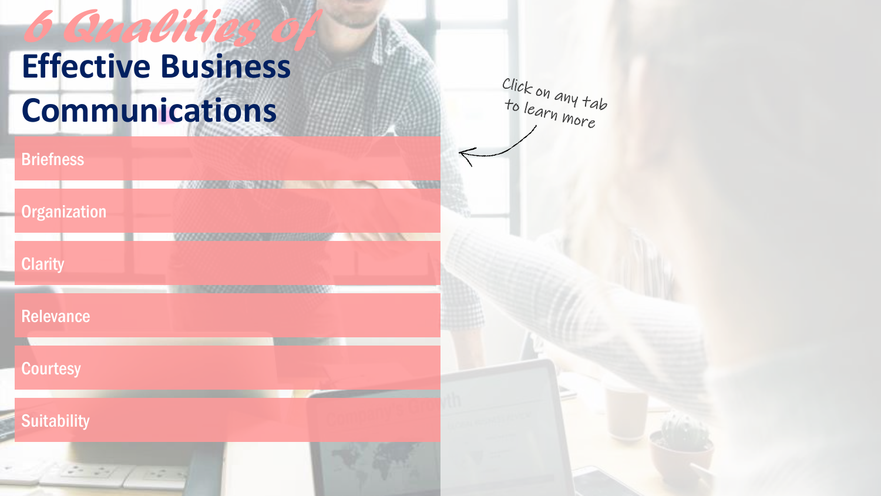# 6 Qualities of Effective Business Communications

Click on any tab to learn more

- Briefness
- Organization
- Clarity
- Relevance
- Courtesy
- Suitability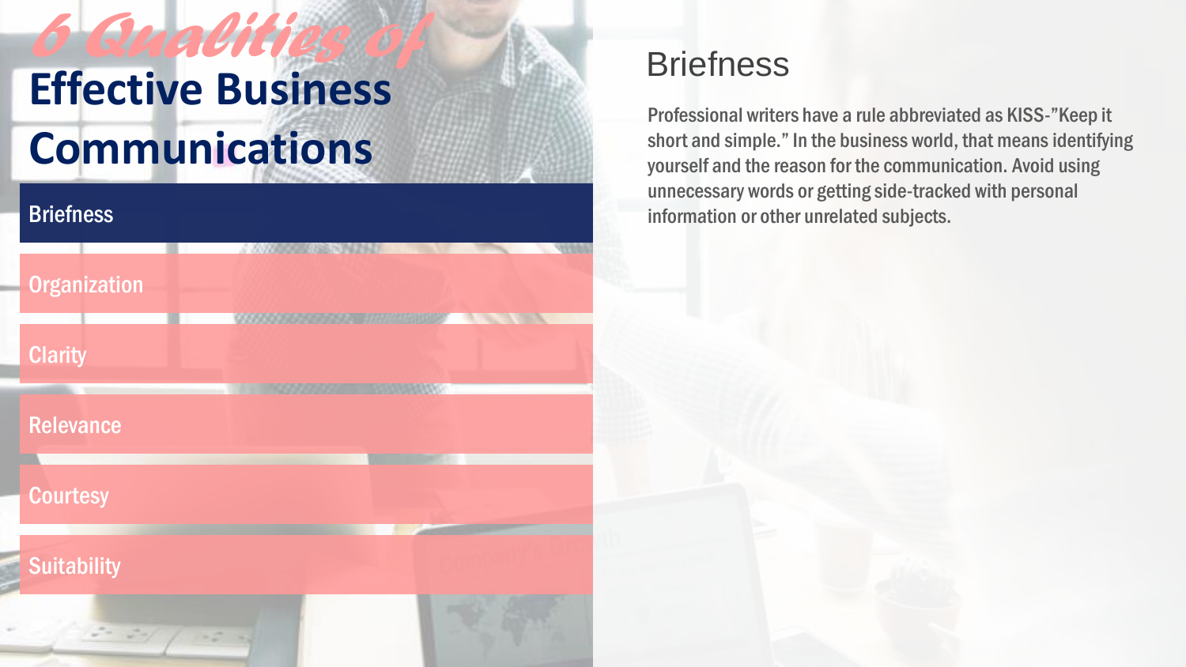# 6 Qualities of Effective Business Communications

- **Briefness**
- Organization
- Clarity
- Relevance
- Courtesy
- Suitability

## Briefness

Professional writers have a rule abbreviated as KISS-"Keep it short and simple." In the business world, that means identifying yourself and the reason for the communication. Avoid using unnecessary words or getting side-tracked with personal information or other unrelated subjects.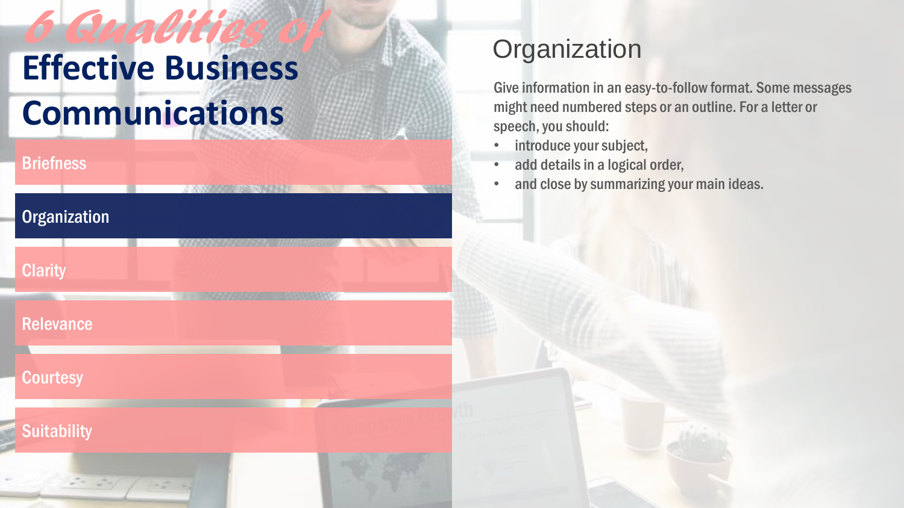*6 Qualities of*

# Effective Business Communications

- Briefness
- **Organization**
- Clarity
- Relevance
- Courtesy
- Suitability

## Organization

Give information in an easy-to-follow format. Some messages might need numbered steps or an outline. For a letter or speech, you should:

- introduce your subject,
- add details in a logical order,
- and close by summarizing your main ideas.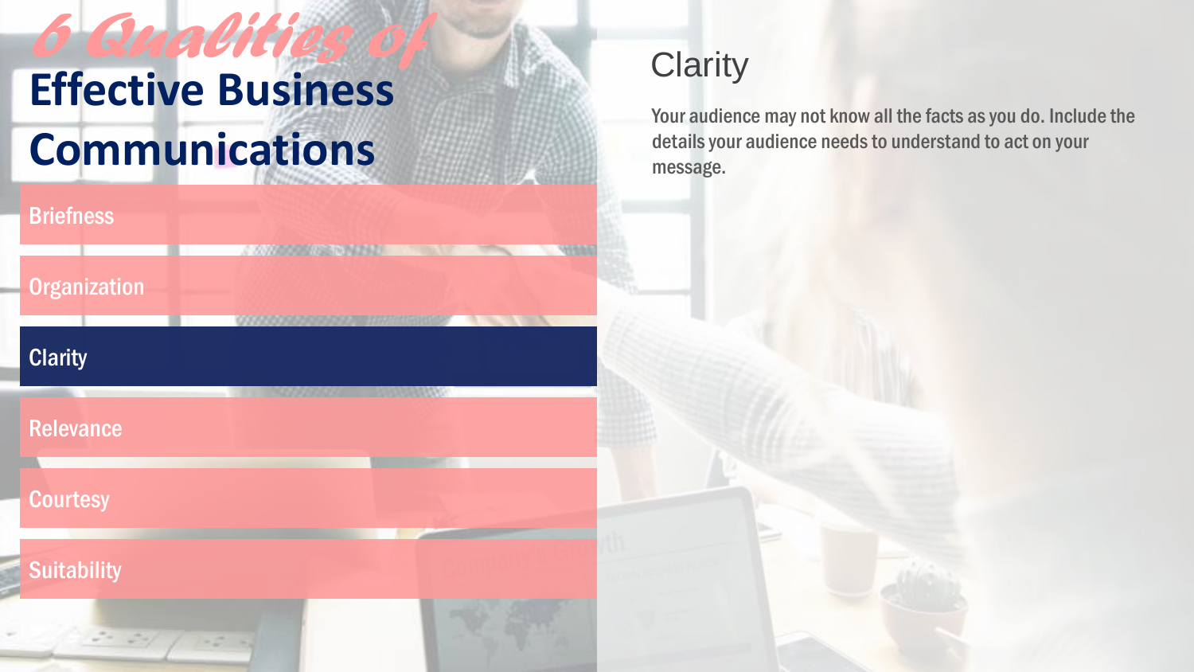# *6 Qualities of* Effective Business Communications

- Briefness
- Organization
- **Clarity**
- Relevance
- Courtesy
- Suitability

## Clarity

Your audience may not know all the facts as you do. Include the details your audience needs to understand to act on your message.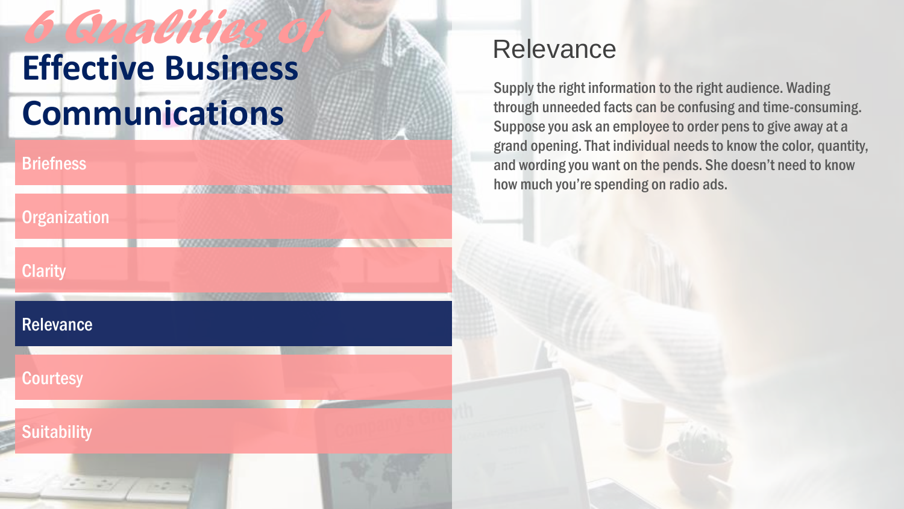# *6 Qualities of* Effective Business Communications

- Briefness
- Organization
- Clarity
- **Relevance**
- Courtesy
- Suitability

## Relevance

Supply the right information to the right audience. Wading through unneeded facts can be confusing and time-consuming. Suppose you ask an employee to order pens to give away at a grand opening. That individual needs to know the color, quantity, and wording you want on the pends. She doesn't need to know how much you're spending on radio ads.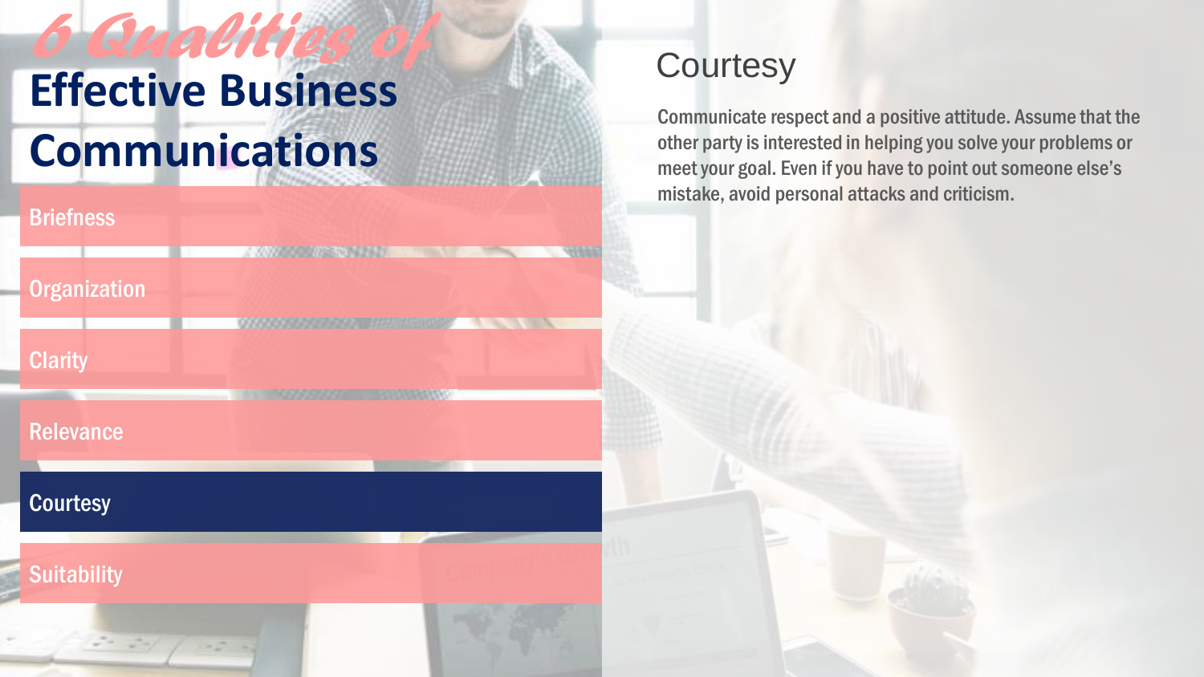# *6 Qualities of* Effective Business Communications

- Briefness
- Organization
- Clarity
- Relevance
- **Courtesy**
- Suitability

## Courtesy

Communicate respect and a positive attitude. Assume that the other party is interested in helping you solve your problems or meet your goal. Even if you have to point out someone else's mistake, avoid personal attacks and criticism.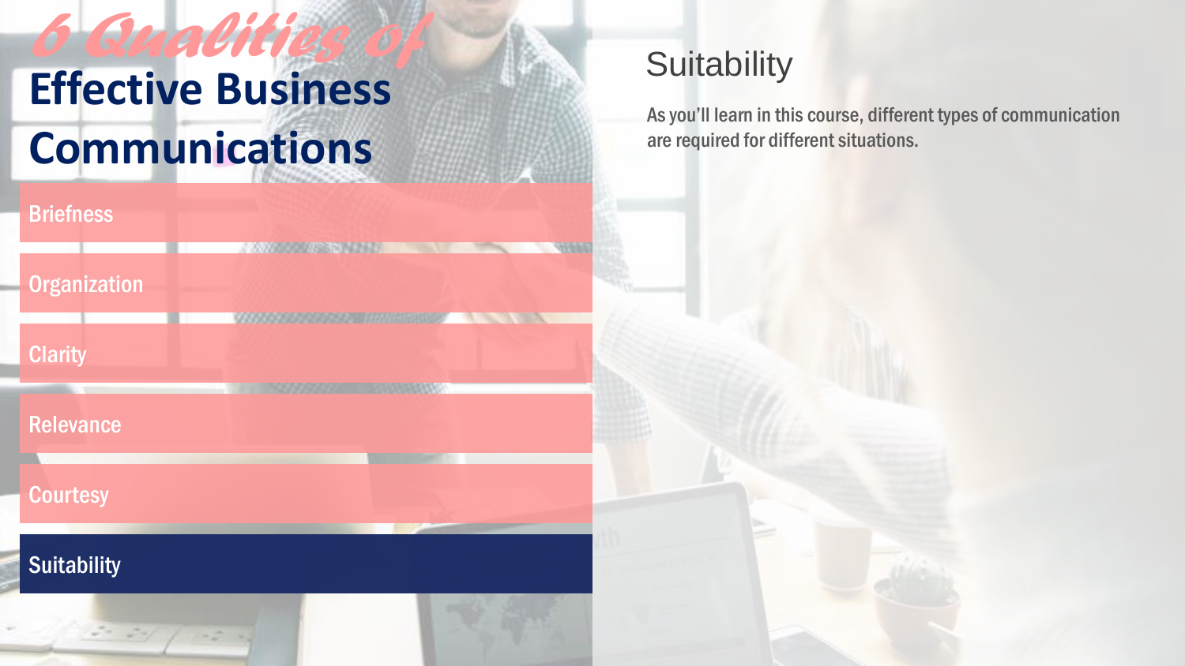# *6 Qualities of* Effective Business Communications

- Briefness
- Organization
- Clarity
- Relevance
- Courtesy
- **Suitability**

## Suitability

As you'll learn in this course, different types of communication are required for different situations.